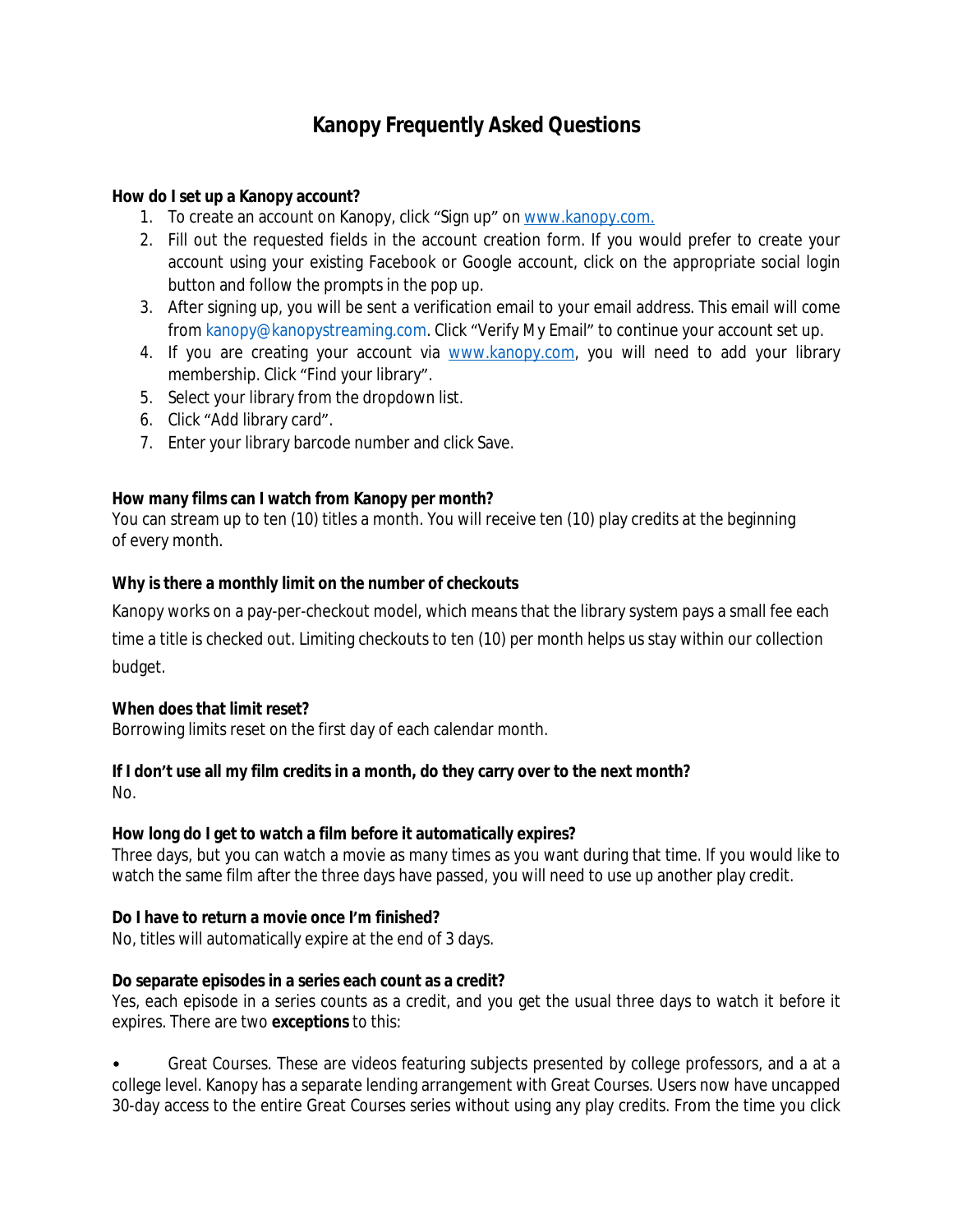# Kanopy Frequently Asked Questions

**How do I set up a Kanopy account?**

1. To create an account on Kanopy, click "Sign up" on www.kanopy.com.
2. Fill out the requested fields in the account creation form. If you would prefer to create your account using your existing Facebook or Google account, click on the appropriate social login button and follow the prompts in the pop up.
3. After signing up, you will be sent a verification email to your email address. This email will come from kanopy@kanopystreaming.com. Click "Verify My Email" to continue your account set up.
4. If you are creating your account via www.kanopy.com, you will need to add your library membership. Click "Find your library".
5. Select your library from the dropdown list.
6. Click "Add library card".
7. Enter your library barcode number and click Save.

**How many films can I watch from Kanopy per month?**

You can stream up to ten (10) titles a month. You will receive ten (10) play credits at the beginning of every month.

**Why is there a monthly limit on the number of checkouts**

Kanopy works on a pay-per-checkout model, which means that the library system pays a small fee each time a title is checked out. Limiting checkouts to ten (10) per month helps us stay within our collection budget.

**When does that limit reset?**

Borrowing limits reset on the first day of each calendar month.

**If I don't use all my film credits in a month, do they carry over to the next month?**

No.

**How long do I get to watch a film before it automatically expires?**

Three days, but you can watch a movie as many times as you want during that time. If you would like to watch the same film after the three days have passed, you will need to use up another play credit.

**Do I have to return a movie once I'm finished?**

No, titles will automatically expire at the end of 3 days.

**Do separate episodes in a series each count as a credit?**

Yes, each episode in a series counts as a credit, and you get the usual three days to watch it before it expires. There are two **exceptions** to this:

- Great Courses. These are videos featuring subjects presented by college professors, and a at a college level. Kanopy has a separate lending arrangement with Great Courses. Users now have uncapped 30-day access to the entire Great Courses series without using any play credits. From the time you click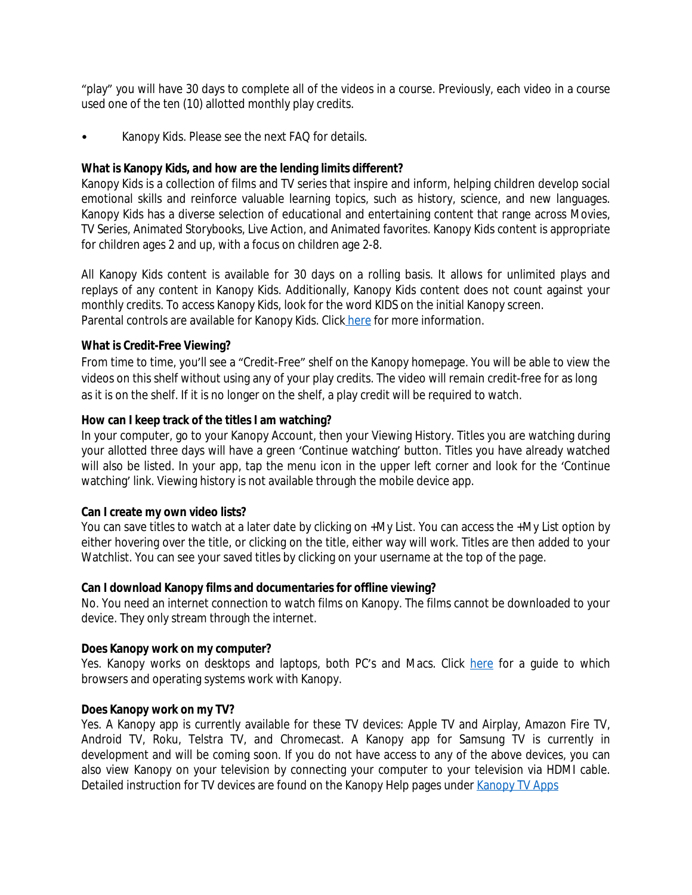"play" you will have 30 days to complete all of the videos in a course. Previously, each video in a course used one of the ten (10) allotted monthly play credits.

- Kanopy Kids. Please see the next FAQ for details.

**What is Kanopy Kids, and how are the lending limits different?**

Kanopy Kids is a collection of films and TV series that inspire and inform, helping children develop social emotional skills and reinforce valuable learning topics, such as history, science, and new languages. Kanopy Kids has a diverse selection of educational and entertaining content that range across Movies, TV Series, Animated Storybooks, Live Action, and Animated favorites. Kanopy Kids content is appropriate for children ages 2 and up, with a focus on children age 2-8.

All Kanopy Kids content is available for 30 days on a rolling basis. It allows for unlimited plays and replays of any content in Kanopy Kids. Additionally, Kanopy Kids content does not count against your monthly credits. To access Kanopy Kids, look for the word KIDS on the initial Kanopy screen. Parental controls are available for Kanopy Kids. Click here for more information.

**What is Credit-Free Viewing?**

From time to time, you'll see a "Credit-Free" shelf on the Kanopy homepage. You will be able to view the videos on this shelf without using any of your play credits. The video will remain credit-free for as long as it is on the shelf. If it is no longer on the shelf, a play credit will be required to watch.

**How can I keep track of the titles I am watching?**

In your computer, go to your Kanopy Account, then your Viewing History. Titles you are watching during your allotted three days will have a green 'Continue watching' button. Titles you have already watched will also be listed. In your app, tap the menu icon in the upper left corner and look for the 'Continue watching' link. Viewing history is not available through the mobile device app.

**Can I create my own video lists?**

You can save titles to watch at a later date by clicking on +My List. You can access the +My List option by either hovering over the title, or clicking on the title, either way will work. Titles are then added to your Watchlist. You can see your saved titles by clicking on your username at the top of the page.

**Can I download Kanopy films and documentaries for offline viewing?**

No. You need an internet connection to watch films on Kanopy. The films cannot be downloaded to your device. They only stream through the internet.

**Does Kanopy work on my computer?**

Yes. Kanopy works on desktops and laptops, both PC's and Macs. Click here for a guide to which browsers and operating systems work with Kanopy.

**Does Kanopy work on my TV?**

Yes. A Kanopy app is currently available for these TV devices: Apple TV and Airplay, Amazon Fire TV, Android TV, Roku, Telstra TV, and Chromecast. A Kanopy app for Samsung TV is currently in development and will be coming soon. If you do not have access to any of the above devices, you can also view Kanopy on your television by connecting your computer to your television via HDMI cable. Detailed instruction for TV devices are found on the Kanopy Help pages under Kanopy TV Apps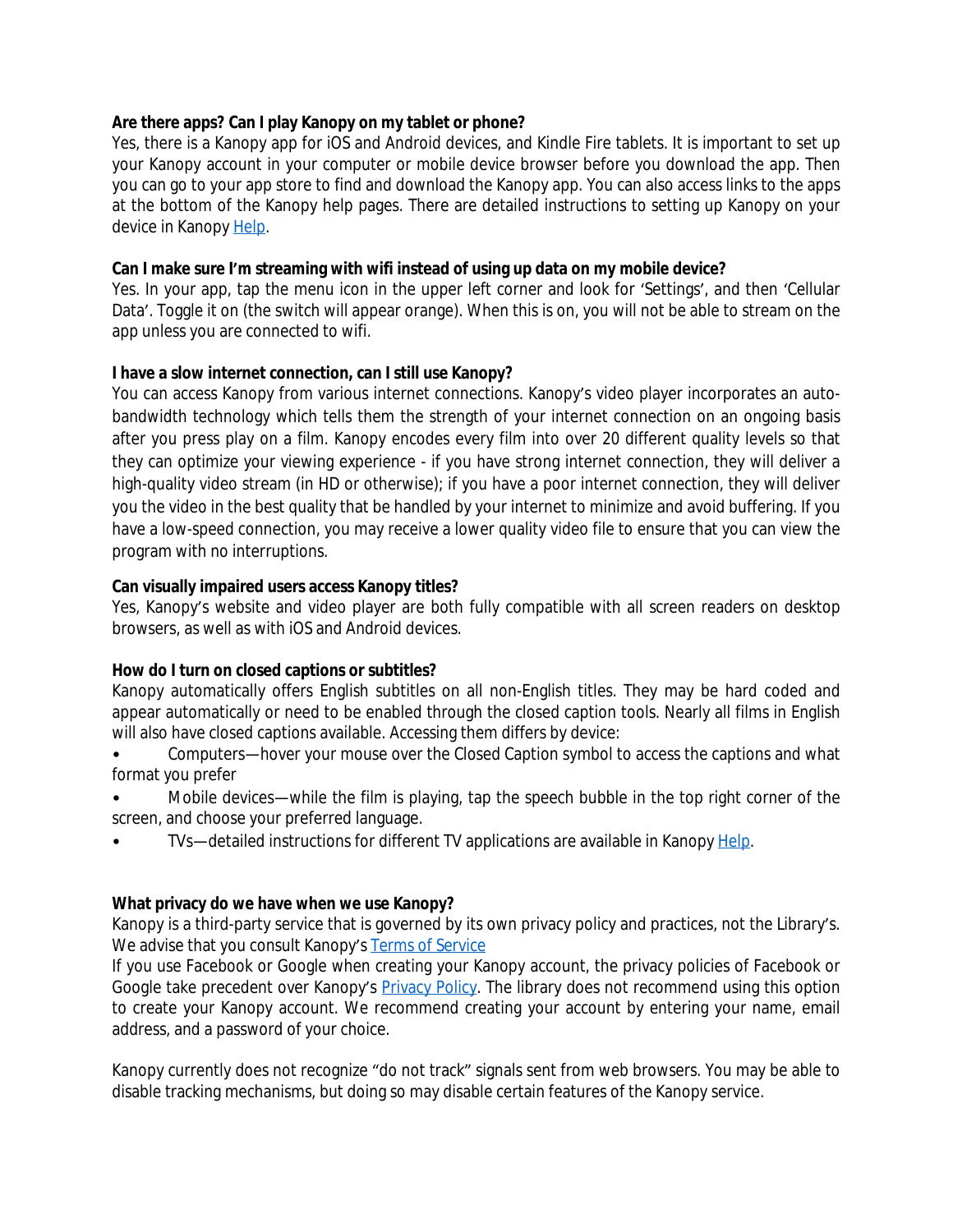**Are there apps? Can I play Kanopy on my tablet or phone?**
Yes, there is a Kanopy app for iOS and Android devices, and Kindle Fire tablets. It is important to set up your Kanopy account in your computer or mobile device browser before you download the app. Then you can go to your app store to find and download the Kanopy app. You can also access links to the apps at the bottom of the Kanopy help pages. There are detailed instructions to setting up Kanopy on your device in Kanopy Help.

**Can I make sure I'm streaming with wifi instead of using up data on my mobile device?**
Yes. In your app, tap the menu icon in the upper left corner and look for 'Settings', and then 'Cellular Data'. Toggle it on (the switch will appear orange). When this is on, you will not be able to stream on the app unless you are connected to wifi.

**I have a slow internet connection, can I still use Kanopy?**
You can access Kanopy from various internet connections. Kanopy's video player incorporates an auto-bandwidth technology which tells them the strength of your internet connection on an ongoing basis after you press play on a film. Kanopy encodes every film into over 20 different quality levels so that they can optimize your viewing experience - if you have strong internet connection, they will deliver a high-quality video stream (in HD or otherwise); if you have a poor internet connection, they will deliver you the video in the best quality that be handled by your internet to minimize and avoid buffering. If you have a low-speed connection, you may receive a lower quality video file to ensure that you can view the program with no interruptions.

**Can visually impaired users access Kanopy titles?**
Yes, Kanopy's website and video player are both fully compatible with all screen readers on desktop browsers, as well as with iOS and Android devices.

**How do I turn on closed captions or subtitles?**
Kanopy automatically offers English subtitles on all non-English titles. They may be hard coded and appear automatically or need to be enabled through the closed caption tools. Nearly all films in English will also have closed captions available. Accessing them differs by device:

- Computers—hover your mouse over the Closed Caption symbol to access the captions and what format you prefer
- Mobile devices—while the film is playing, tap the speech bubble in the top right corner of the screen, and choose your preferred language.
- TVs—detailed instructions for different TV applications are available in Kanopy Help.

**What privacy do we have when we use Kanopy?**
Kanopy is a third-party service that is governed by its own privacy policy and practices, not the Library's. We advise that you consult Kanopy's Terms of Service
If you use Facebook or Google when creating your Kanopy account, the privacy policies of Facebook or Google take precedent over Kanopy's Privacy Policy. The library does not recommend using this option to create your Kanopy account. We recommend creating your account by entering your name, email address, and a password of your choice.

Kanopy currently does not recognize "do not track" signals sent from web browsers. You may be able to disable tracking mechanisms, but doing so may disable certain features of the Kanopy service.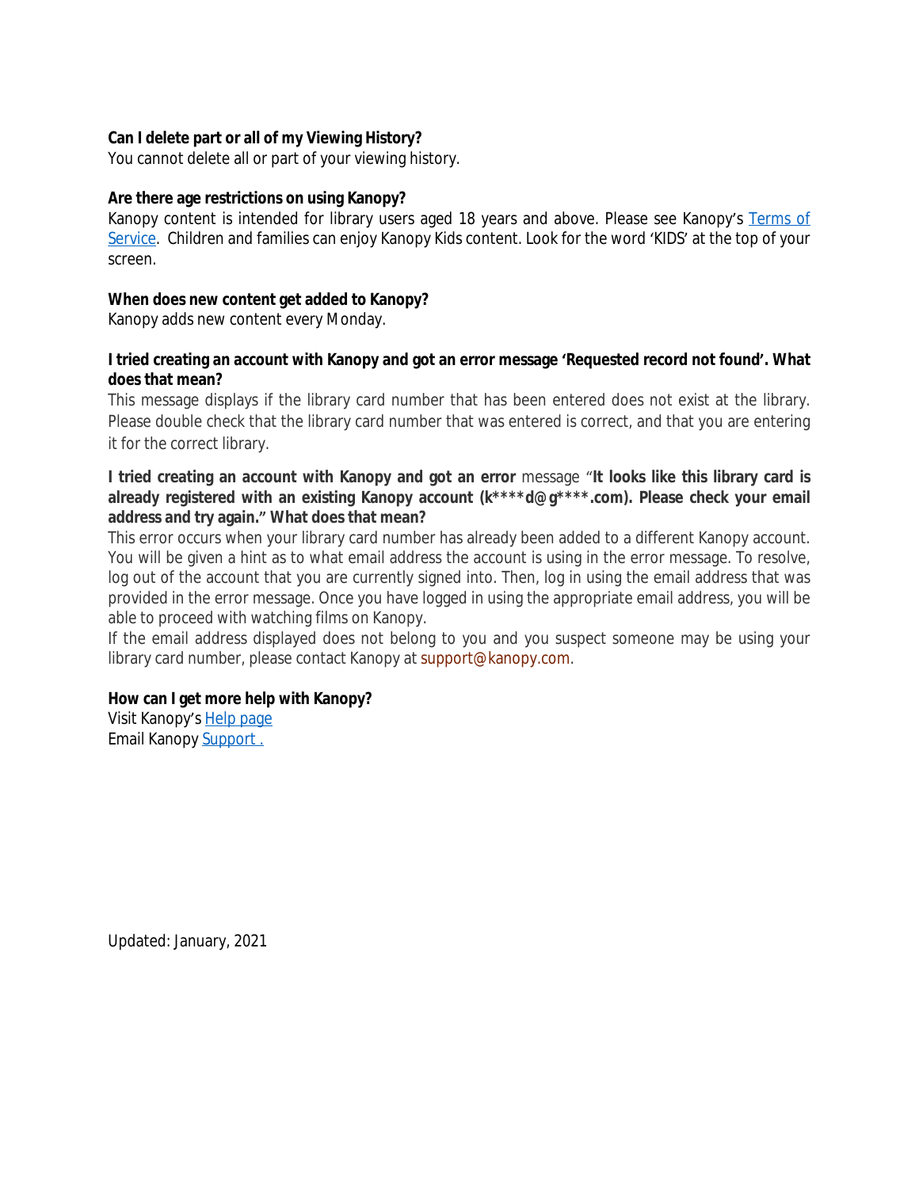**Can I delete part or all of my Viewing History?**
You cannot delete all or part of your viewing history.

**Are there age restrictions on using Kanopy?**
Kanopy content is intended for library users aged 18 years and above. Please see Kanopy's [Terms of Service](). Children and families can enjoy Kanopy Kids content. Look for the word 'KIDS' at the top of your screen.

**When does new content get added to Kanopy?**
Kanopy adds new content every Monday.

**I tried creating an account with Kanopy and got an error message 'Requested record not found'. What does that mean?**
This message displays if the library card number that has been entered does not exist at the library. Please double check that the library card number that was entered is correct, and that you are entering it for the correct library.

**I tried creating an account with Kanopy and got an error** message "**It looks like this library card is already registered with an existing Kanopy account (k****d@g****.com). Please check your email address and try again." What does that mean?**
This error occurs when your library card number has already been added to a different Kanopy account. You will be given a hint as to what email address the account is using in the error message. To resolve, log out of the account that you are currently signed into. Then, log in using the email address that was provided in the error message. Once you have logged in using the appropriate email address, you will be able to proceed with watching films on Kanopy.
If the email address displayed does not belong to you and you suspect someone may be using your library card number, please contact Kanopy at support@kanopy.com.

**How can I get more help with Kanopy?**
Visit Kanopy's [Help page]()
Email Kanopy [Support .]()

Updated: January, 2021